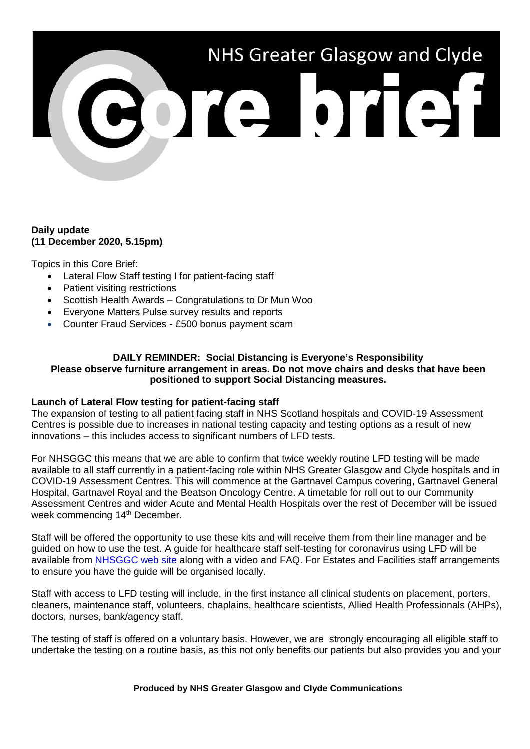# NHS Greater Glasgow and Clyde

# Core brief

**Daily update**
**(11 December 2020, 5.15pm)**

Topics in this Core Brief:

- Lateral Flow Staff testing I for patient-facing staff
- Patient visiting restrictions
- Scottish Health Awards – Congratulations to Dr Mun Woo
- Everyone Matters Pulse survey results and reports
- Counter Fraud Services - £500 bonus payment scam

**DAILY REMINDER: Social Distancing is Everyone's Responsibility**
**Please observe furniture arrangement in areas. Do not move chairs and desks that have been positioned to support Social Distancing measures.**

### Launch of Lateral Flow testing for patient-facing staff

The expansion of testing to all patient facing staff in NHS Scotland hospitals and COVID-19 Assessment Centres is possible due to increases in national testing capacity and testing options as a result of new innovations – this includes access to significant numbers of LFD tests.

For NHSGGC this means that we are able to confirm that twice weekly routine LFD testing will be made available to all staff currently in a patient-facing role within NHS Greater Glasgow and Clyde hospitals and in COVID-19 Assessment Centres. This will commence at the Gartnavel Campus covering, Gartnavel General Hospital, Gartnavel Royal and the Beatson Oncology Centre. A timetable for roll out to our Community Assessment Centres and wider Acute and Mental Health Hospitals over the rest of December will be issued week commencing 14th December.

Staff will be offered the opportunity to use these kits and will receive them from their line manager and be guided on how to use the test. A guide for healthcare staff self-testing for coronavirus using LFD will be available from NHSGGC web site along with a video and FAQ. For Estates and Facilities staff arrangements to ensure you have the guide will be organised locally.

Staff with access to LFD testing will include, in the first instance all clinical students on placement, porters, cleaners, maintenance staff, volunteers, chaplains, healthcare scientists, Allied Health Professionals (AHPs), doctors, nurses, bank/agency staff.

The testing of staff is offered on a voluntary basis. However, we are strongly encouraging all eligible staff to undertake the testing on a routine basis, as this not only benefits our patients but also provides you and your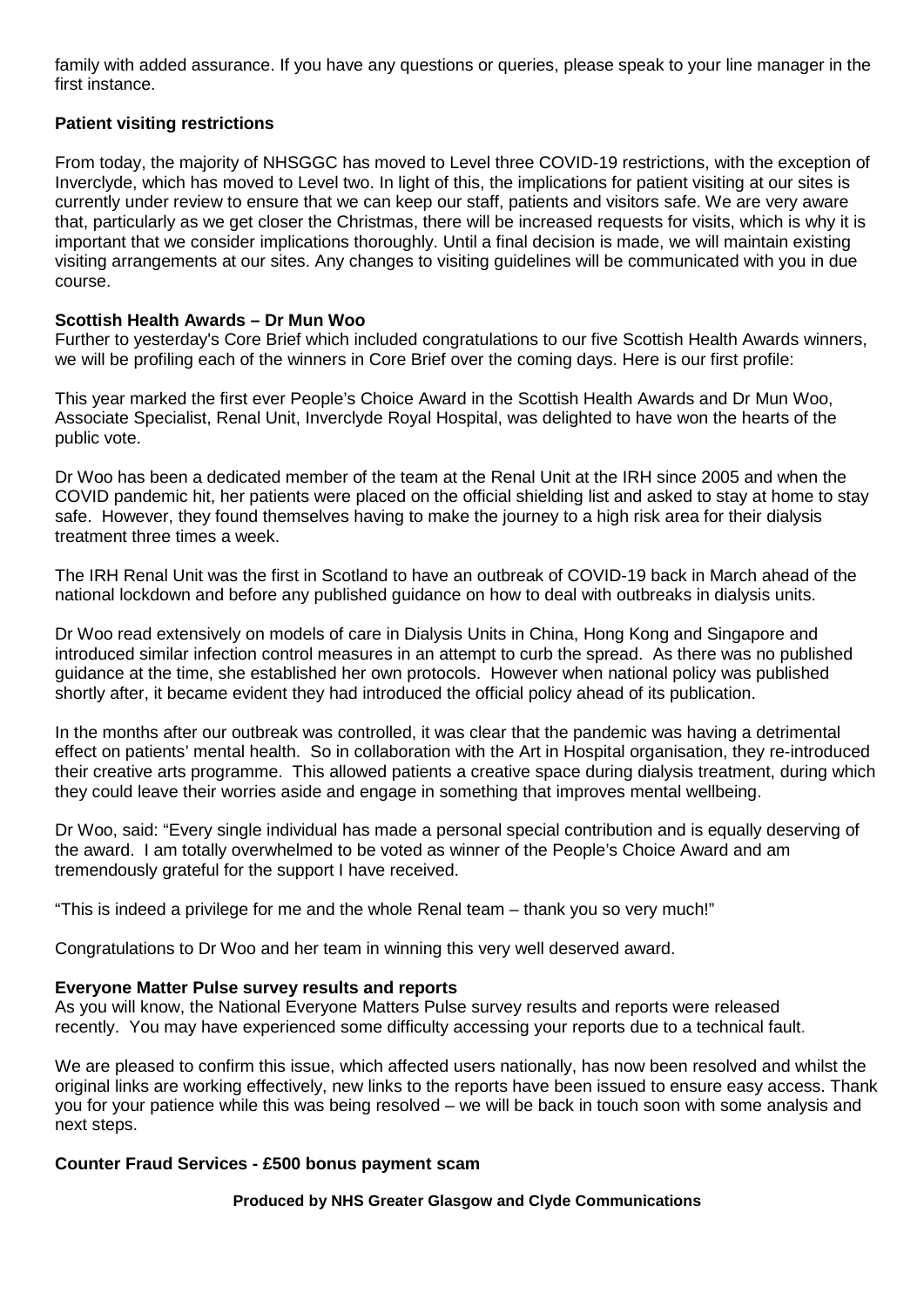family with added assurance. If you have any questions or queries, please speak to your line manager in the first instance.

**Patient visiting restrictions**

From today, the majority of NHSGGC has moved to Level three COVID-19 restrictions, with the exception of Inverclyde, which has moved to Level two. In light of this, the implications for patient visiting at our sites is currently under review to ensure that we can keep our staff, patients and visitors safe. We are very aware that, particularly as we get closer the Christmas, there will be increased requests for visits, which is why it is important that we consider implications thoroughly. Until a final decision is made, we will maintain existing visiting arrangements at our sites. Any changes to visiting guidelines will be communicated with you in due course.

**Scottish Health Awards – Dr Mun Woo**

Further to yesterday's Core Brief which included congratulations to our five Scottish Health Awards winners, we will be profiling each of the winners in Core Brief over the coming days. Here is our first profile:

This year marked the first ever People's Choice Award in the Scottish Health Awards and Dr Mun Woo, Associate Specialist, Renal Unit, Inverclyde Royal Hospital, was delighted to have won the hearts of the public vote.

Dr Woo has been a dedicated member of the team at the Renal Unit at the IRH since 2005 and when the COVID pandemic hit, her patients were placed on the official shielding list and asked to stay at home to stay safe. However, they found themselves having to make the journey to a high risk area for their dialysis treatment three times a week.

The IRH Renal Unit was the first in Scotland to have an outbreak of COVID-19 back in March ahead of the national lockdown and before any published guidance on how to deal with outbreaks in dialysis units.

Dr Woo read extensively on models of care in Dialysis Units in China, Hong Kong and Singapore and introduced similar infection control measures in an attempt to curb the spread. As there was no published guidance at the time, she established her own protocols. However when national policy was published shortly after, it became evident they had introduced the official policy ahead of its publication.

In the months after our outbreak was controlled, it was clear that the pandemic was having a detrimental effect on patients' mental health. So in collaboration with the Art in Hospital organisation, they re-introduced their creative arts programme. This allowed patients a creative space during dialysis treatment, during which they could leave their worries aside and engage in something that improves mental wellbeing.

Dr Woo, said: "Every single individual has made a personal special contribution and is equally deserving of the award. I am totally overwhelmed to be voted as winner of the People's Choice Award and am tremendously grateful for the support I have received.

"This is indeed a privilege for me and the whole Renal team – thank you so very much!"

Congratulations to Dr Woo and her team in winning this very well deserved award.

**Everyone Matter Pulse survey results and reports**

As you will know, the National Everyone Matters Pulse survey results and reports were released recently. You may have experienced some difficulty accessing your reports due to a technical fault.

We are pleased to confirm this issue, which affected users nationally, has now been resolved and whilst the original links are working effectively, new links to the reports have been issued to ensure easy access. Thank you for your patience while this was being resolved – we will be back in touch soon with some analysis and next steps.

**Counter Fraud Services - £500 bonus payment scam**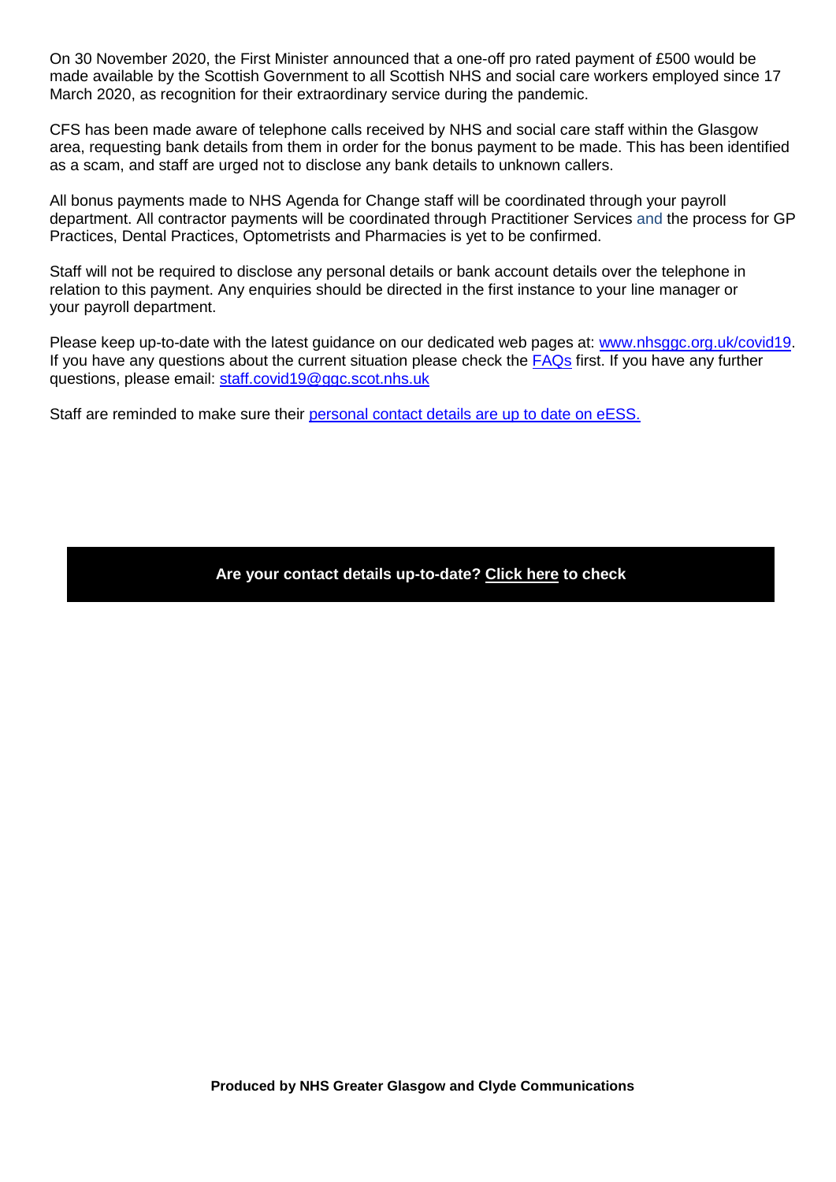On 30 November 2020, the First Minister announced that a one-off pro rated payment of £500 would be made available by the Scottish Government to all Scottish NHS and social care workers employed since 17 March 2020, as recognition for their extraordinary service during the pandemic.

CFS has been made aware of telephone calls received by NHS and social care staff within the Glasgow area, requesting bank details from them in order for the bonus payment to be made. This has been identified as a scam, and staff are urged not to disclose any bank details to unknown callers.

All bonus payments made to NHS Agenda for Change staff will be coordinated through your payroll department. All contractor payments will be coordinated through Practitioner Services and the process for GP Practices, Dental Practices, Optometrists and Pharmacies is yet to be confirmed.

Staff will not be required to disclose any personal details or bank account details over the telephone in relation to this payment. Any enquiries should be directed in the first instance to your line manager or your payroll department.

Please keep up-to-date with the latest guidance on our dedicated web pages at: www.nhsggc.org.uk/covid19. If you have any questions about the current situation please check the FAQs first. If you have any further questions, please email: staff.covid19@ggc.scot.nhs.uk

Staff are reminded to make sure their personal contact details are up to date on eESS.

**Are your contact details up-to-date? Click here to check**

**Produced by NHS Greater Glasgow and Clyde Communications**